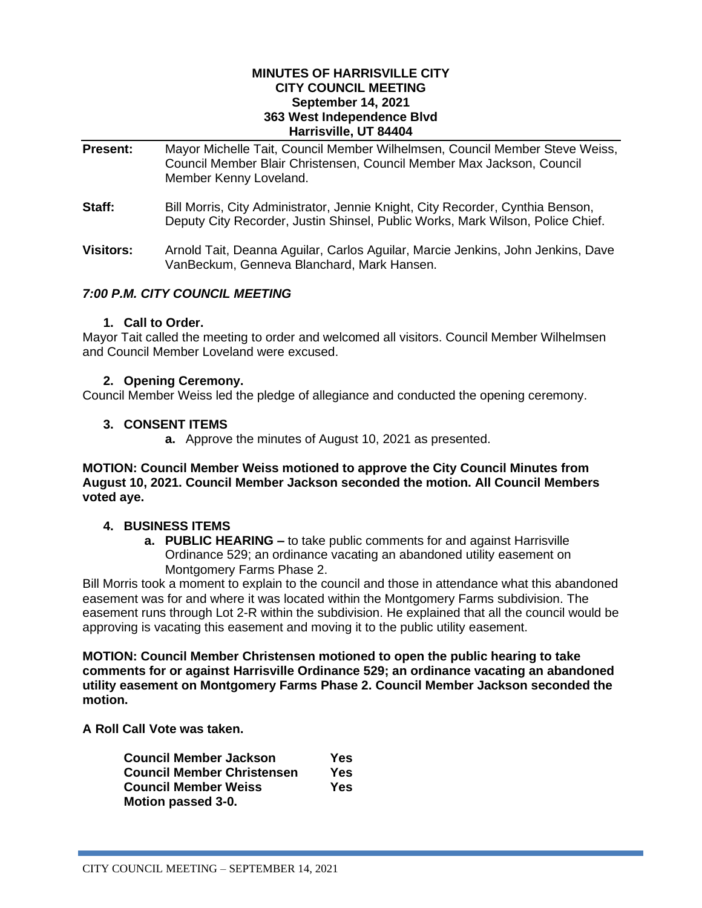**MINUTES OF HARRISVILLE CITY**
**CITY COUNCIL MEETING**
**September 14, 2021**
**363 West Independence Blvd**
**Harrisville, UT 84404**

| | |
|---|---|
| **Present:** | Mayor Michelle Tait, Council Member Wilhelmsen, Council Member Steve Weiss, Council Member Blair Christensen, Council Member Max Jackson, Council Member Kenny Loveland. |
| **Staff:** | Bill Morris, City Administrator, Jennie Knight, City Recorder, Cynthia Benson, Deputy City Recorder, Justin Shinsel, Public Works, Mark Wilson, Police Chief. |
| **Visitors:** | Arnold Tait, Deanna Aguilar, Carlos Aguilar, Marcie Jenkins, John Jenkins, Dave VanBeckum, Genneva Blanchard, Mark Hansen. |

***7:00 P.M. CITY COUNCIL MEETING***

**1. Call to Order.**

Mayor Tait called the meeting to order and welcomed all visitors. Council Member Wilhelmsen and Council Member Loveland were excused.

**2. Opening Ceremony.**

Council Member Weiss led the pledge of allegiance and conducted the opening ceremony.

**3. CONSENT ITEMS**

**a.** Approve the minutes of August 10, 2021 as presented.

**MOTION: Council Member Weiss motioned to approve the City Council Minutes from August 10, 2021. Council Member Jackson seconded the motion. All Council Members voted aye.**

**4. BUSINESS ITEMS**

**a. PUBLIC HEARING –** to take public comments for and against Harrisville Ordinance 529; an ordinance vacating an abandoned utility easement on Montgomery Farms Phase 2.

Bill Morris took a moment to explain to the council and those in attendance what this abandoned easement was for and where it was located within the Montgomery Farms subdivision. The easement runs through Lot 2-R within the subdivision. He explained that all the council would be approving is vacating this easement and moving it to the public utility easement.

**MOTION: Council Member Christensen motioned to open the public hearing to take comments for or against Harrisville Ordinance 529; an ordinance vacating an abandoned utility easement on Montgomery Farms Phase 2. Council Member Jackson seconded the motion.**

**A Roll Call Vote was taken.**

| | |
|---|---|
| **Council Member Jackson** | **Yes** |
| **Council Member Christensen** | **Yes** |
| **Council Member Weiss** | **Yes** |

**Motion passed 3-0.**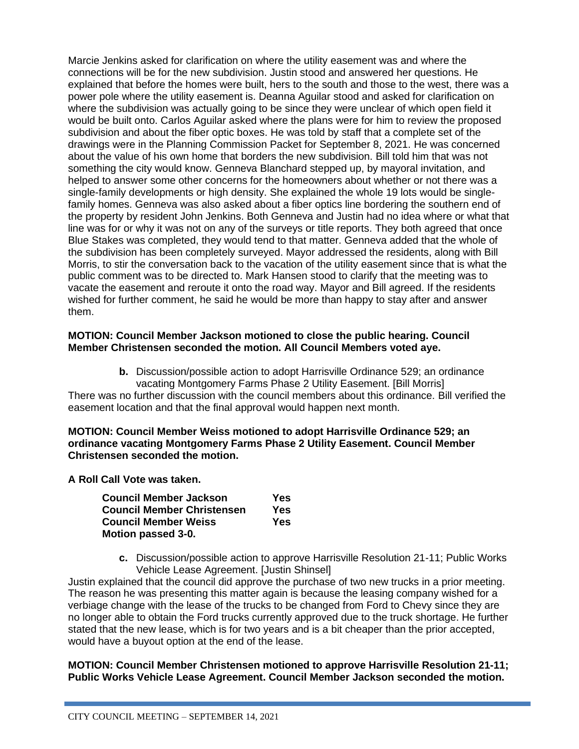Marcie Jenkins asked for clarification on where the utility easement was and where the connections will be for the new subdivision. Justin stood and answered her questions. He explained that before the homes were built, hers to the south and those to the west, there was a power pole where the utility easement is. Deanna Aguilar stood and asked for clarification on where the subdivision was actually going to be since they were unclear of which open field it would be built onto. Carlos Aguilar asked where the plans were for him to review the proposed subdivision and about the fiber optic boxes. He was told by staff that a complete set of the drawings were in the Planning Commission Packet for September 8, 2021. He was concerned about the value of his own home that borders the new subdivision. Bill told him that was not something the city would know. Genneva Blanchard stepped up, by mayoral invitation, and helped to answer some other concerns for the homeowners about whether or not there was a single-family developments or high density. She explained the whole 19 lots would be single-family homes. Genneva was also asked about a fiber optics line bordering the southern end of the property by resident John Jenkins. Both Genneva and Justin had no idea where or what that line was for or why it was not on any of the surveys or title reports. They both agreed that once Blue Stakes was completed, they would tend to that matter. Genneva added that the whole of the subdivision has been completely surveyed. Mayor addressed the residents, along with Bill Morris, to stir the conversation back to the vacation of the utility easement since that is what the public comment was to be directed to. Mark Hansen stood to clarify that the meeting was to vacate the easement and reroute it onto the road way. Mayor and Bill agreed. If the residents wished for further comment, he said he would be more than happy to stay after and answer them.

**MOTION: Council Member Jackson motioned to close the public hearing. Council Member Christensen seconded the motion. All Council Members voted aye.**

**b.** Discussion/possible action to adopt Harrisville Ordinance 529; an ordinance vacating Montgomery Farms Phase 2 Utility Easement. [Bill Morris]

There was no further discussion with the council members about this ordinance. Bill verified the easement location and that the final approval would happen next month.

**MOTION: Council Member Weiss motioned to adopt Harrisville Ordinance 529; an ordinance vacating Montgomery Farms Phase 2 Utility Easement. Council Member Christensen seconded the motion.**

**A Roll Call Vote was taken.**

| | |
|---|---|
| **Council Member Jackson** | **Yes** |
| **Council Member Christensen** | **Yes** |
| **Council Member Weiss** | **Yes** |

**Motion passed 3-0.**

**c.** Discussion/possible action to approve Harrisville Resolution 21-11; Public Works Vehicle Lease Agreement. [Justin Shinsel]

Justin explained that the council did approve the purchase of two new trucks in a prior meeting. The reason he was presenting this matter again is because the leasing company wished for a verbiage change with the lease of the trucks to be changed from Ford to Chevy since they are no longer able to obtain the Ford trucks currently approved due to the truck shortage. He further stated that the new lease, which is for two years and is a bit cheaper than the prior accepted, would have a buyout option at the end of the lease.

**MOTION: Council Member Christensen motioned to approve Harrisville Resolution 21-11; Public Works Vehicle Lease Agreement. Council Member Jackson seconded the motion.**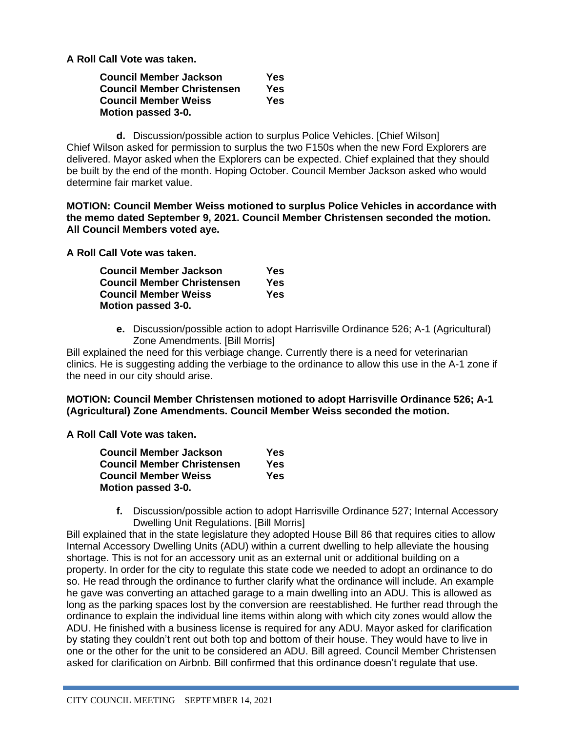**A Roll Call Vote was taken.**

| | |
|---|---|
| **Council Member Jackson** | **Yes** |
| **Council Member Christensen** | **Yes** |
| **Council Member Weiss** | **Yes** |
| **Motion passed 3-0.** | |

**d.** Discussion/possible action to surplus Police Vehicles. [Chief Wilson]

Chief Wilson asked for permission to surplus the two F150s when the new Ford Explorers are delivered. Mayor asked when the Explorers can be expected. Chief explained that they should be built by the end of the month. Hoping October. Council Member Jackson asked who would determine fair market value.

**MOTION: Council Member Weiss motioned to surplus Police Vehicles in accordance with the memo dated September 9, 2021. Council Member Christensen seconded the motion. All Council Members voted aye.**

**A Roll Call Vote was taken.**

| | |
|---|---|
| **Council Member Jackson** | **Yes** |
| **Council Member Christensen** | **Yes** |
| **Council Member Weiss** | **Yes** |
| **Motion passed 3-0.** | |

**e.** Discussion/possible action to adopt Harrisville Ordinance 526; A-1 (Agricultural) Zone Amendments. [Bill Morris]

Bill explained the need for this verbiage change. Currently there is a need for veterinarian clinics. He is suggesting adding the verbiage to the ordinance to allow this use in the A-1 zone if the need in our city should arise.

**MOTION: Council Member Christensen motioned to adopt Harrisville Ordinance 526; A-1 (Agricultural) Zone Amendments. Council Member Weiss seconded the motion.**

**A Roll Call Vote was taken.**

| | |
|---|---|
| **Council Member Jackson** | **Yes** |
| **Council Member Christensen** | **Yes** |
| **Council Member Weiss** | **Yes** |
| **Motion passed 3-0.** | |

**f.** Discussion/possible action to adopt Harrisville Ordinance 527; Internal Accessory Dwelling Unit Regulations. [Bill Morris]

Bill explained that in the state legislature they adopted House Bill 86 that requires cities to allow Internal Accessory Dwelling Units (ADU) within a current dwelling to help alleviate the housing shortage. This is not for an accessory unit as an external unit or additional building on a property. In order for the city to regulate this state code we needed to adopt an ordinance to do so. He read through the ordinance to further clarify what the ordinance will include. An example he gave was converting an attached garage to a main dwelling into an ADU. This is allowed as long as the parking spaces lost by the conversion are reestablished. He further read through the ordinance to explain the individual line items within along with which city zones would allow the ADU. He finished with a business license is required for any ADU. Mayor asked for clarification by stating they couldn't rent out both top and bottom of their house. They would have to live in one or the other for the unit to be considered an ADU. Bill agreed. Council Member Christensen asked for clarification on Airbnb. Bill confirmed that this ordinance doesn't regulate that use.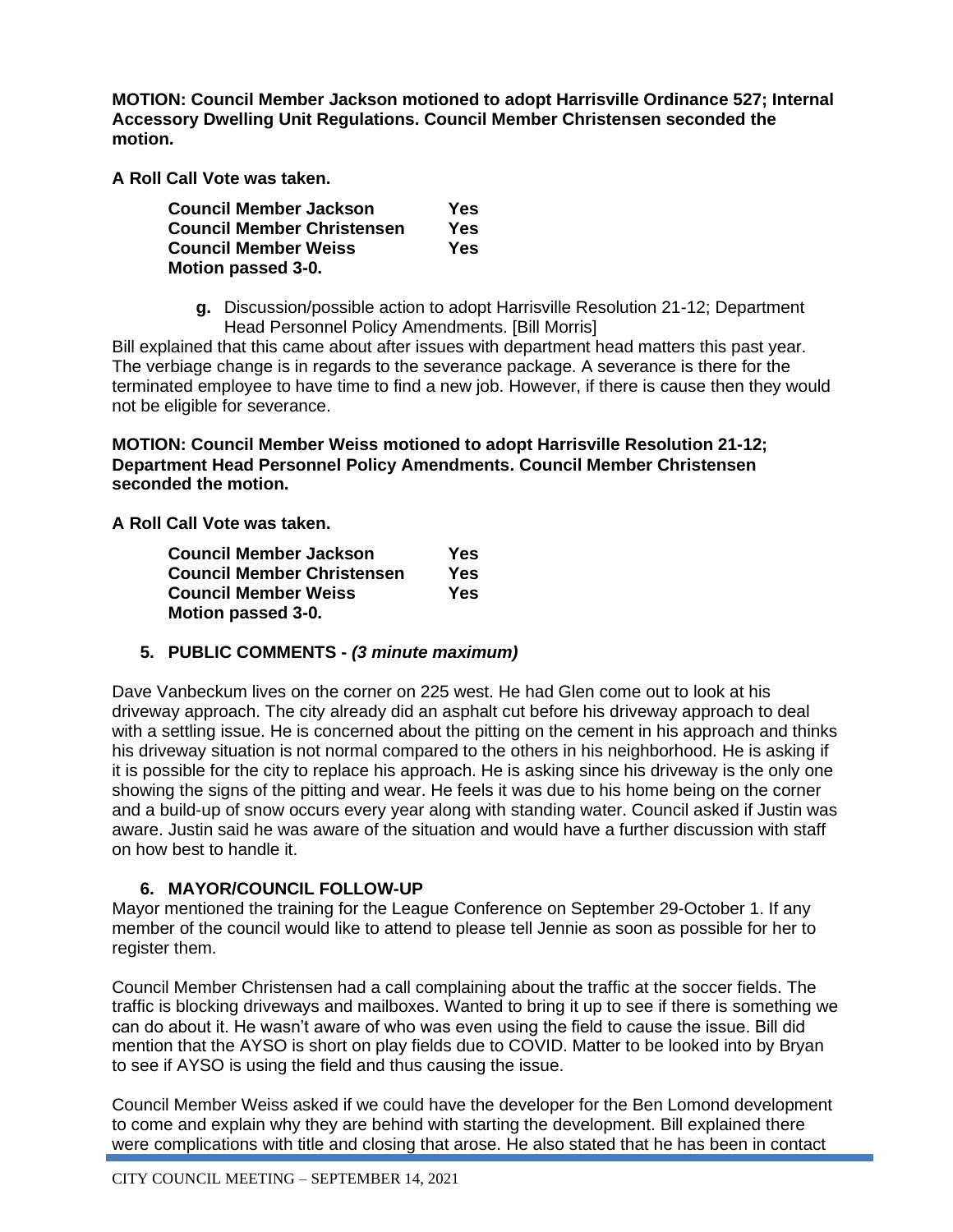**MOTION: Council Member Jackson motioned to adopt Harrisville Ordinance 527; Internal Accessory Dwelling Unit Regulations. Council Member Christensen seconded the motion.**

**A Roll Call Vote was taken.**

| | |
|---|---|
| **Council Member Jackson** | **Yes** |
| **Council Member Christensen** | **Yes** |
| **Council Member Weiss** | **Yes** |

**Motion passed 3-0.**

**g.** Discussion/possible action to adopt Harrisville Resolution 21-12; Department Head Personnel Policy Amendments. [Bill Morris]

Bill explained that this came about after issues with department head matters this past year. The verbiage change is in regards to the severance package. A severance is there for the terminated employee to have time to find a new job. However, if there is cause then they would not be eligible for severance.

**MOTION: Council Member Weiss motioned to adopt Harrisville Resolution 21-12; Department Head Personnel Policy Amendments. Council Member Christensen seconded the motion.**

**A Roll Call Vote was taken.**

| | |
|---|---|
| **Council Member Jackson** | **Yes** |
| **Council Member Christensen** | **Yes** |
| **Council Member Weiss** | **Yes** |

**Motion passed 3-0.**

## 5. PUBLIC COMMENTS - *(3 minute maximum)*

Dave Vanbeckum lives on the corner on 225 west. He had Glen come out to look at his driveway approach. The city already did an asphalt cut before his driveway approach to deal with a settling issue. He is concerned about the pitting on the cement in his approach and thinks his driveway situation is not normal compared to the others in his neighborhood. He is asking if it is possible for the city to replace his approach. He is asking since his driveway is the only one showing the signs of the pitting and wear. He feels it was due to his home being on the corner and a build-up of snow occurs every year along with standing water. Council asked if Justin was aware. Justin said he was aware of the situation and would have a further discussion with staff on how best to handle it.

## 6. MAYOR/COUNCIL FOLLOW-UP

Mayor mentioned the training for the League Conference on September 29-October 1. If any member of the council would like to attend to please tell Jennie as soon as possible for her to register them.

Council Member Christensen had a call complaining about the traffic at the soccer fields. The traffic is blocking driveways and mailboxes. Wanted to bring it up to see if there is something we can do about it. He wasn't aware of who was even using the field to cause the issue. Bill did mention that the AYSO is short on play fields due to COVID. Matter to be looked into by Bryan to see if AYSO is using the field and thus causing the issue.

Council Member Weiss asked if we could have the developer for the Ben Lomond development to come and explain why they are behind with starting the development. Bill explained there were complications with title and closing that arose. He also stated that he has been in contact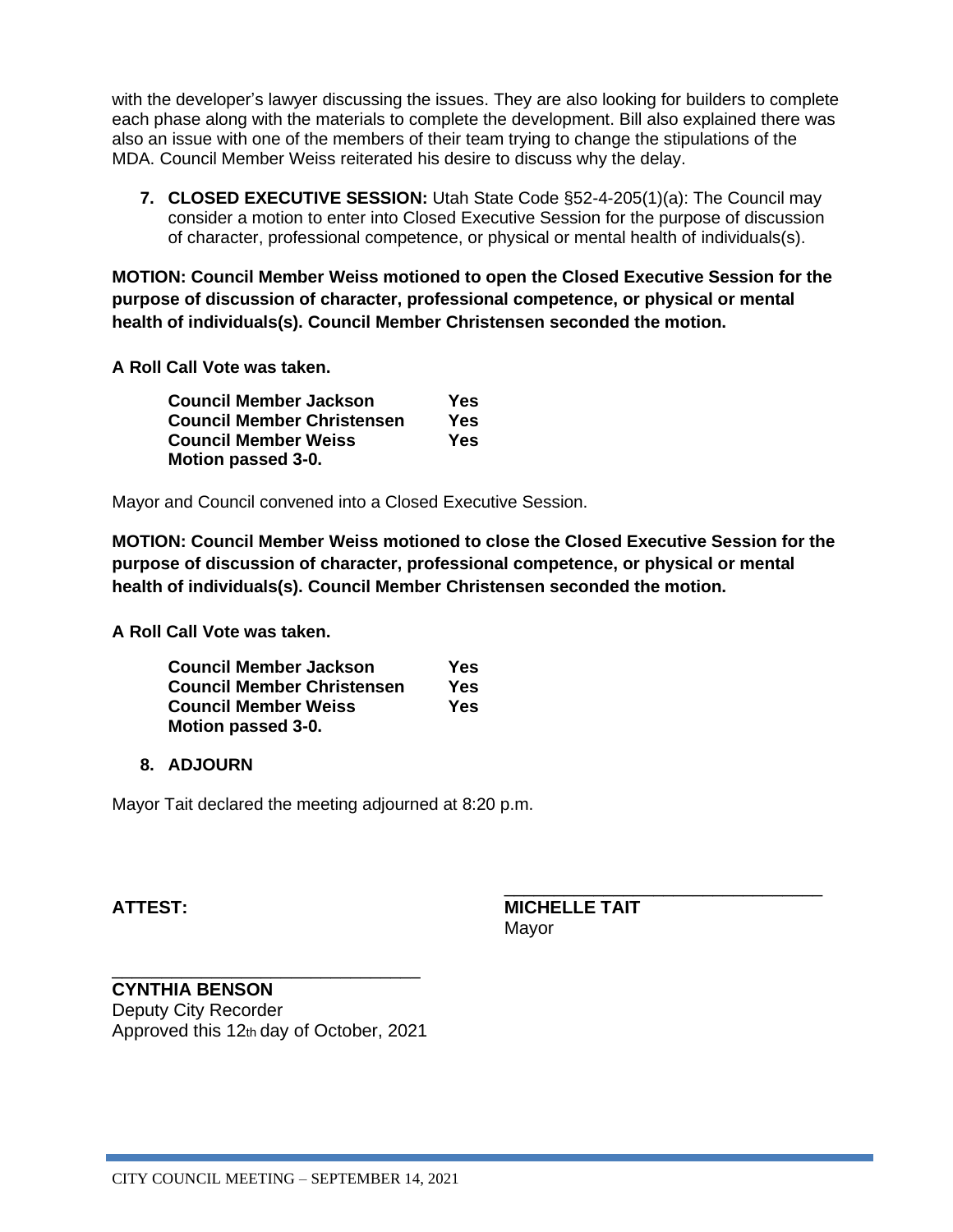with the developer's lawyer discussing the issues. They are also looking for builders to complete each phase along with the materials to complete the development. Bill also explained there was also an issue with one of the members of their team trying to change the stipulations of the MDA. Council Member Weiss reiterated his desire to discuss why the delay.

7. **CLOSED EXECUTIVE SESSION:** Utah State Code §52-4-205(1)(a): The Council may consider a motion to enter into Closed Executive Session for the purpose of discussion of character, professional competence, or physical or mental health of individuals(s).

**MOTION: Council Member Weiss motioned to open the Closed Executive Session for the purpose of discussion of character, professional competence, or physical or mental health of individuals(s). Council Member Christensen seconded the motion.**

**A Roll Call Vote was taken.**

| | |
|---|---|
| **Council Member Jackson** | **Yes** |
| **Council Member Christensen** | **Yes** |
| **Council Member Weiss** | **Yes** |
| **Motion passed 3-0.** | |

Mayor and Council convened into a Closed Executive Session.

**MOTION: Council Member Weiss motioned to close the Closed Executive Session for the purpose of discussion of character, professional competence, or physical or mental health of individuals(s). Council Member Christensen seconded the motion.**

**A Roll Call Vote was taken.**

| | |
|---|---|
| **Council Member Jackson** | **Yes** |
| **Council Member Christensen** | **Yes** |
| **Council Member Weiss** | **Yes** |
| **Motion passed 3-0.** | |

8. **ADJOURN**

Mayor Tait declared the meeting adjourned at 8:20 p.m.

**ATTEST:**

\_\_\_\_\_\_\_\_\_\_\_\_\_\_\_\_\_\_\_\_\_\_\_\_\_\_\_\_\_\_
**MICHELLE TAIT**
Mayor

\_\_\_\_\_\_\_\_\_\_\_\_\_\_\_\_\_\_\_\_\_\_\_\_\_\_\_\_\_\_
**CYNTHIA BENSON**
Deputy City Recorder
Approved this 12th day of October, 2021